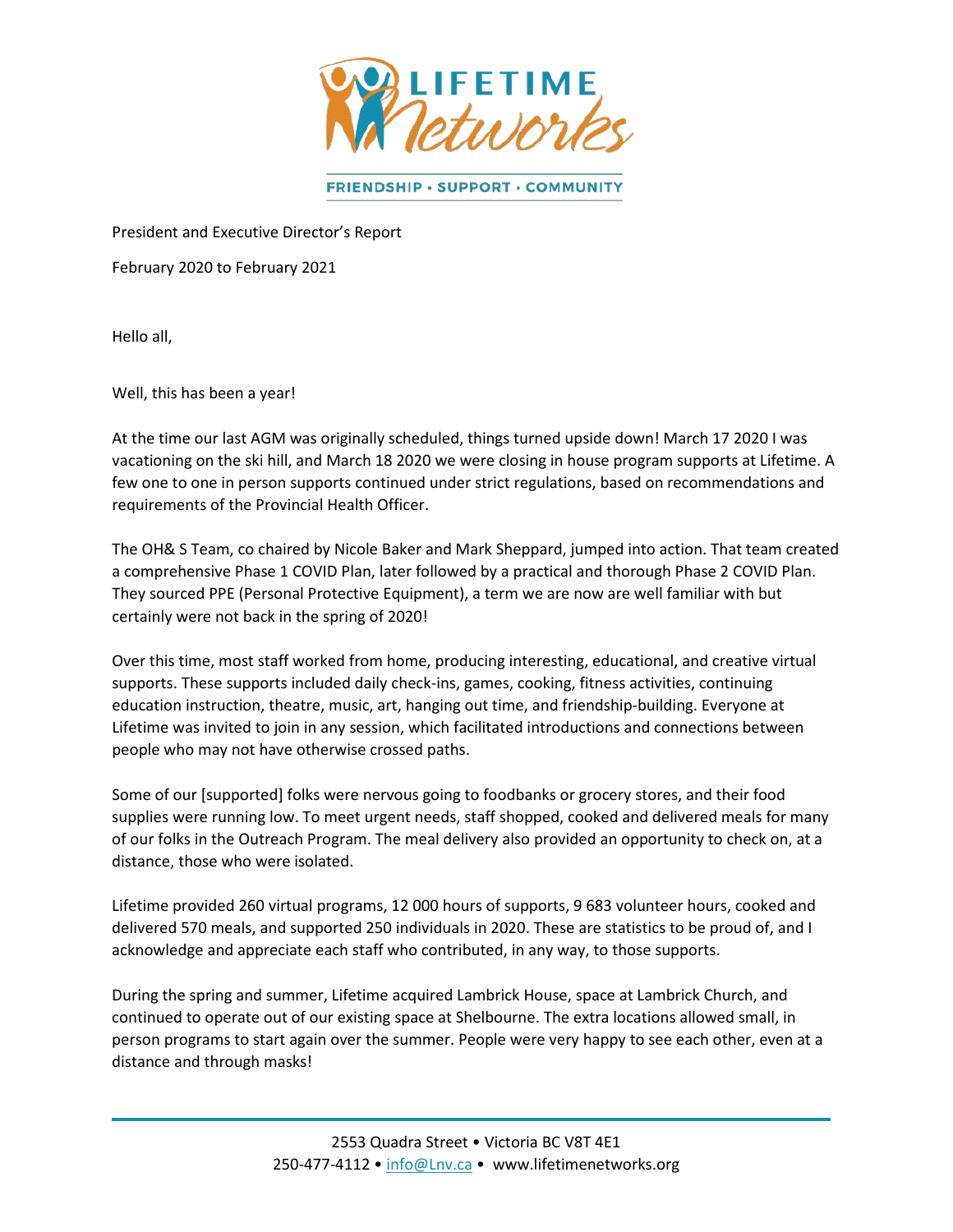LIFETIME Networks

FRIENDSHIP • SUPPORT • COMMUNITY

President and Executive Director's Report

February 2020 to February 2021

Hello all,

Well, this has been a year!

At the time our last AGM was originally scheduled, things turned upside down! March 17 2020 I was vacationing on the ski hill, and March 18 2020 we were closing in house program supports at Lifetime. A few one to one in person supports continued under strict regulations, based on recommendations and requirements of the Provincial Health Officer.

The OH& S Team, co chaired by Nicole Baker and Mark Sheppard, jumped into action. That team created a comprehensive Phase 1 COVID Plan, later followed by a practical and thorough Phase 2 COVID Plan. They sourced PPE (Personal Protective Equipment), a term we are now are well familiar with but certainly were not back in the spring of 2020!

Over this time, most staff worked from home, producing interesting, educational, and creative virtual supports. These supports included daily check-ins, games, cooking, fitness activities, continuing education instruction, theatre, music, art, hanging out time, and friendship-building. Everyone at Lifetime was invited to join in any session, which facilitated introductions and connections between people who may not have otherwise crossed paths.

Some of our [supported] folks were nervous going to foodbanks or grocery stores, and their food supplies were running low. To meet urgent needs, staff shopped, cooked and delivered meals for many of our folks in the Outreach Program. The meal delivery also provided an opportunity to check on, at a distance, those who were isolated.

Lifetime provided 260 virtual programs, 12 000 hours of supports, 9 683 volunteer hours, cooked and delivered 570 meals, and supported 250 individuals in 2020. These are statistics to be proud of, and I acknowledge and appreciate each staff who contributed, in any way, to those supports.

During the spring and summer, Lifetime acquired Lambrick House, space at Lambrick Church, and continued to operate out of our existing space at Shelbourne. The extra locations allowed small, in person programs to start again over the summer. People were very happy to see each other, even at a distance and through masks!

2553 Quadra Street • Victoria BC V8T 4E1
250-477-4112 • info@Lnv.ca • www.lifetimenetworks.org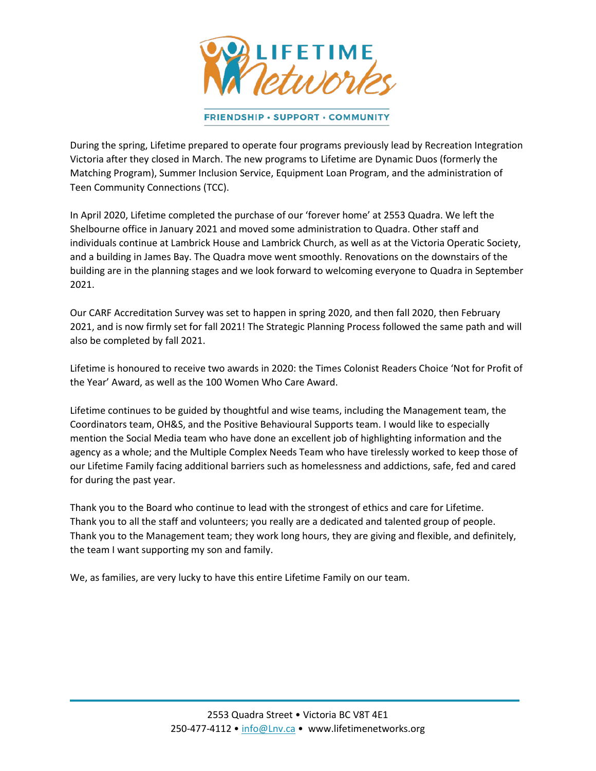LIFETIME Networks

FRIENDSHIP • SUPPORT • COMMUNITY

During the spring, Lifetime prepared to operate four programs previously lead by Recreation Integration Victoria after they closed in March. The new programs to Lifetime are Dynamic Duos (formerly the Matching Program), Summer Inclusion Service, Equipment Loan Program, and the administration of Teen Community Connections (TCC).

In April 2020, Lifetime completed the purchase of our 'forever home' at 2553 Quadra. We left the Shelbourne office in January 2021 and moved some administration to Quadra. Other staff and individuals continue at Lambrick House and Lambrick Church, as well as at the Victoria Operatic Society, and a building in James Bay. The Quadra move went smoothly. Renovations on the downstairs of the building are in the planning stages and we look forward to welcoming everyone to Quadra in September 2021.

Our CARF Accreditation Survey was set to happen in spring 2020, and then fall 2020, then February 2021, and is now firmly set for fall 2021! The Strategic Planning Process followed the same path and will also be completed by fall 2021.

Lifetime is honoured to receive two awards in 2020: the Times Colonist Readers Choice 'Not for Profit of the Year' Award, as well as the 100 Women Who Care Award.

Lifetime continues to be guided by thoughtful and wise teams, including the Management team, the Coordinators team, OH&S, and the Positive Behavioural Supports team. I would like to especially mention the Social Media team who have done an excellent job of highlighting information and the agency as a whole; and the Multiple Complex Needs Team who have tirelessly worked to keep those of our Lifetime Family facing additional barriers such as homelessness and addictions, safe, fed and cared for during the past year.

Thank you to the Board who continue to lead with the strongest of ethics and care for Lifetime. Thank you to all the staff and volunteers; you really are a dedicated and talented group of people. Thank you to the Management team; they work long hours, they are giving and flexible, and definitely, the team I want supporting my son and family.

We, as families, are very lucky to have this entire Lifetime Family on our team.

2553 Quadra Street • Victoria BC V8T 4E1
250-477-4112 • info@Lnv.ca • www.lifetimenetworks.org